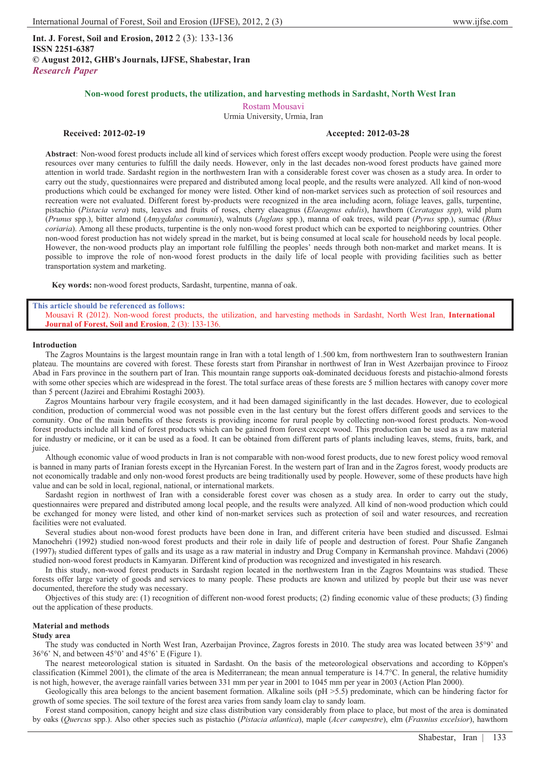**Int. J. Forest, Soil and Erosion, 2012** 2 (3): 133-136
**ISSN 2251-6387**
**© August 2012, GHB's Journals, IJFSE, Shabestar, Iran**
***Research Paper***

# Non-wood forest products, the utilization, and harvesting methods in Sardasht, North West Iran

Rostam Mousavi
Urmia University, Urmia, Iran

**Received: 2012-02-19** **Accepted: 2012-03-28**

**Abstract**: Non-wood forest products include all kind of services which forest offers except woody production. People were using the forest resources over many centuries to fulfill the daily needs. However, only in the last decades non-wood forest products have gained more attention in world trade. Sardasht region in the northwestern Iran with a considerable forest cover was chosen as a study area. In order to carry out the study, questionnaires were prepared and distributed among local people, and the results were analyzed. All kind of non-wood productions which could be exchanged for money were listed. Other kind of non-market services such as protection of soil resources and recreation were not evaluated. Different forest by-products were recognized in the area including acorn, foliage leaves, galls, turpentine, pistachio (*Pistacia vera*) nuts, leaves and fruits of roses, cherry elaeagnus (*Elaeagnus edulis*), hawthorn (*Ceratagus spp*), wild plum (*Prunus* spp.), bitter almond (*Amygdalus communis*), walnuts (*Juglans* spp.), manna of oak trees, wild pear (*Pyrus* spp.), sumac (*Rhus coriaria*). Among all these products, turpentine is the only non-wood forest product which can be exported to neighboring countries. Other non-wood forest production has not widely spread in the market, but is being consumed at local scale for household needs by local people. However, the non-wood products play an important role fulfilling the peoples' needs through both non-market and market means. It is possible to improve the role of non-wood forest products in the daily life of local people with providing facilities such as better transportation system and marketing.

**Key words:** non-wood forest products, Sardasht, turpentine, manna of oak.

**This article should be referenced as follows:**
Mousavi R (2012). Non-wood forest products, the utilization, and harvesting methods in Sardasht, North West Iran, **International Journal of Forest, Soil and Erosion**, 2 (3): 133-136.

## Introduction

The Zagros Mountains is the largest mountain range in Iran with a total length of 1.500 km, from northwestern Iran to southwestern Iranian plateau. The mountains are covered with forest. These forests start from Piranshar in northwest of Iran in West Azerbaijan province to Firooz Abad in Fars province in the southern part of Iran. This mountain range supports oak-dominated deciduous forests and pistachio-almond forests with some other species which are widespread in the forest. The total surface areas of these forests are 5 million hectares with canopy cover more than 5 percent (Jazirei and Ebrahimi Rostaghi 2003).

Zagros Mountains harbour very fragile ecosystem, and it had been damaged siginificantly in the last decades. However, due to ecological condition, production of commercial wood was not possible even in the last century but the forest offers different goods and services to the comunity. One of the main benefits of these forests is providing income for rural people by collecting non-wood forest products. Non-wood forest products include all kind of forest products which can be gained from forest except wood. This production can be used as a raw material for industry or medicine, or it can be used as a food. It can be obtained from different parts of plants including leaves, stems, fruits, bark, and juice.

Although economic value of wood products in Iran is not comparable with non-wood forest products, due to new forest policy wood removal is banned in many parts of Iranian forests except in the Hyrcanian Forest. In the western part of Iran and in the Zagros forest, woody products are not economically tradable and only non-wood forest products are being traditionally used by people. However, some of these products have high value and can be sold in local, regional, national, or international markets.

Sardasht region in northwest of Iran with a considerable forest cover was chosen as a study area. In order to carry out the study, questionnaires were prepared and distributed among local people, and the results were analyzed. All kind of non-wood production which could be exchanged for money were listed, and other kind of non-market services such as protection of soil and water resources, and recreation facilities were not evaluated.

Several studies about non-wood forest products have been done in Iran, and different criteria have been studied and discussed. Eslmai Manochehri (1992) studied non-wood forest products and their role in daily life of people and destruction of forest. Pour Shafie Zanganeh (1997), studied different types of galls and its usage as a raw material in industry and Drug Company in Kermanshah province. Mahdavi (2006) studied non-wood forest products in Kamyaran. Different kind of production was recognized and investigated in his research.

In this study, non-wood forest products in Sardasht region located in the northwestern Iran in the Zagros Mountains was studied. These forests offer large variety of goods and services to many people. These products are known and utilized by people but their use was never documented, therefore the study was necessary.

Objectives of this study are: (1) recognition of different non-wood forest products; (2) finding economic value of these products; (3) finding out the application of these products.

## Material and methods

### Study area

The study was conducted in North West Iran, Azerbaijan Province, Zagros forests in 2010. The study area was located between 35°9' and 36°6' N, and between 45°0' and 45°6' E (Figure 1).

The nearest meteorological station is situated in Sardasht. On the basis of the meteorological observations and according to Köppen's classification (Kimmel 2001), the climate of the area is Mediterranean; the mean annual temperature is 14.7°C. In general, the relative humidity is not high, however, the average rainfall varies between 331 mm per year in 2001 to 1045 mm per year in 2003 (Action Plan 2000).

Geologically this area belongs to the ancient basement formation. Alkaline soils (pH >5.5) predominate, which can be hindering factor for growth of some species. The soil texture of the forest area varies from sandy loam clay to sandy loam.

Forest stand composition, canopy height and size class distribution vary considerably from place to place, but most of the area is dominated by oaks (*Quercus* spp.). Also other species such as pistachio (*Pistacia atlantica*), maple (*Acer campestre*), elm (*Fraxnius excelsior*), hawthorn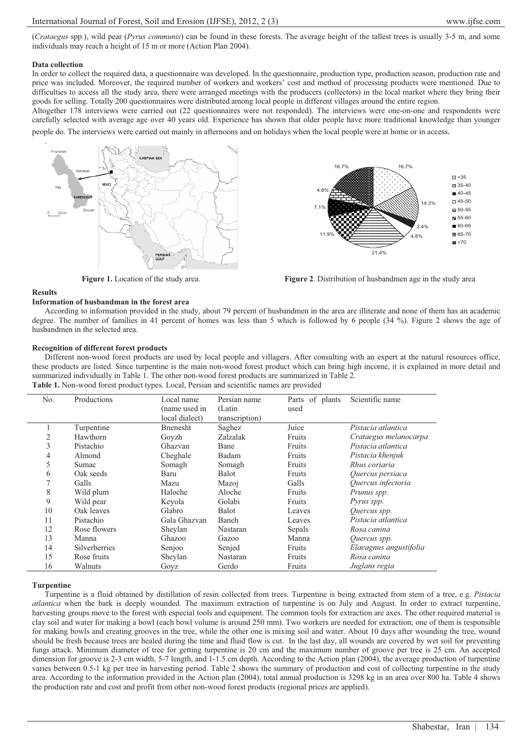(*Crataegus* spp.), wild pear (*Pyrus communis*) can be found in these forests. The average height of the tallest trees is usually 3-5 m, and some individuals may reach a height of 15 m or more (Action Plan 2004).

**Data collection**

In order to collect the required data, a questionnaire was developed. In the questionnaire, production type, production season, production rate and price was included. Moreover, the required number of workers and workers' cost and method of processing products were mentioned. Due to difficulties to access all the study area, there were arranged meetings with the producers (collectors) in the local market where they bring their goods for selling. Totally 200 questionnaires were distributed among local people in different villages around the entire region.

Altogether 178 interviews were carried out (22 questionnaires were not responded). The interviews were one-on-one and respondents were carefully selected with average age over 40 years old. Experience has shown that older people have more traditional knowledge than younger people do. The interviews were carried out mainly in afternoons and on holidays when the local people were at home or in access.

**Figure 1.** Location of the study area.

**Figure 2**. Distribution of husbandmen age in the study area

**Results**

**Information of husbandman in the forest area**

According to information provided in the study, about 79 percent of husbandmen in the area are illiterate and none of them has an academic degree. The number of families in 41 percent of homes was less than 5 which is followed by 6 people (34 %). Figure 2 shows the age of husbandmen in the selected area.

**Recognition of different forest products**

Different non-wood forest products are used by local people and villagers. After consulting with an expert at the natural resources office, these products are listed. Since turpentine is the main non-wood forest product which can bring high income, it is explained in more detail and summarized individually in Table 1. The other non-wood forest products are summarized in Table 2.

**Table 1.** Non-wood forest product types. Local, Persian and scientific names are provided

| No. | Productions | Local name (name used in local dialect) | Persian name (Latin transcription) | Parts of plants used | Scientific name |
|---|---|---|---|---|---|
| 1 | Turpentine | Bnenesht | Saghez | Juice | *Pistacia atlantica* |
| 2 | Hawthorn | Goyzh | Zalzalak | Fruits | *Crataegus melanocarpa* |
| 3 | Pistachio | Ghazvan | Bane | Fruits | *Pistacia atlantica* |
| 4 | Almond | Cheghale | Badam | Fruits | *Pistacia khenjuk* |
| 5 | Sumac | Somagh | Somagh | Fruits | *Rhus coriaria* |
| 6 | Oak seeds | Baru | Balot | Fruits | *Quercus persiaca* |
| 7 | Galls | Mazu | Mazoj | Galls | *Quercus infectoria* |
| 8 | Wild plum | Haloche | Aloche | Fruits | *Prunus spp.* |
| 9 | Wild pear | Keyola | Golabi | Fruits | *Pyrus spp.* |
| 10 | Oak leaves | Glabro | Balot | Leaves | *Quercus spp.* |
| 11 | Pistachio | Gala Ghazvan | Baneh | Leaves | *Pistacia atlantica* |
| 12 | Rose flowers | Sheylan | Nastaran | Sepals | *Rosa canina* |
| 13 | Manna | Ghazoo | Gazoo | Manna | *Quercus spp.* |
| 14 | Silverberries | Senjoo | Senjed | Fruits | *Elaeagnus angustifolia* |
| 15 | Rose fruits | Sheylan | Nastaran | Fruits | *Rosa canina* |
| 16 | Walnuts | Goyz | Gerdo | Fruits | *Juglans regia* |

**Turpentine**

Turpentine is a fluid obtained by distillation of resin collected from trees. Turpentine is being extracted from stem of a tree, e.g. *Pistacia atlantica* when the bark is deeply wounded. The maximum extraction of turpentine is on July and August. In order to extract turpentine, harvesting groups move to the forest with especial tools and equipment. The common tools for extraction are axes. The other required material is clay soil and water for making a bowl (each bowl volume is around 250 mm). Two workers are needed for extraction; one of them is responsible for making bowls and creating grooves in the tree, while the other one is mixing soil and water. About 10 days after wounding the tree, wound should be fresh because trees are healed during the time and fluid flow is cut. In the last day, all wounds are covered by wet soil for preventing fungi attack. Minimum diameter of tree for getting turpentine is 20 cm and the maximum number of groove per tree is 25 cm. An accepted dimension for groove is 2-3 cm width, 5-7 length, and 1-1.5 cm depth. According to the Action plan (2004), the average production of turpentine varies between 0.5-1 kg per tree in harvesting period. Table 2 shows the summary of production and cost of collecting turpentine in the study area. According to the information provided in the Action plan (2004), total annual production is 3298 kg in an area over 800 ha. Table 4 shows the production rate and cost and profit from other non-wood forest products (regional prices are applied).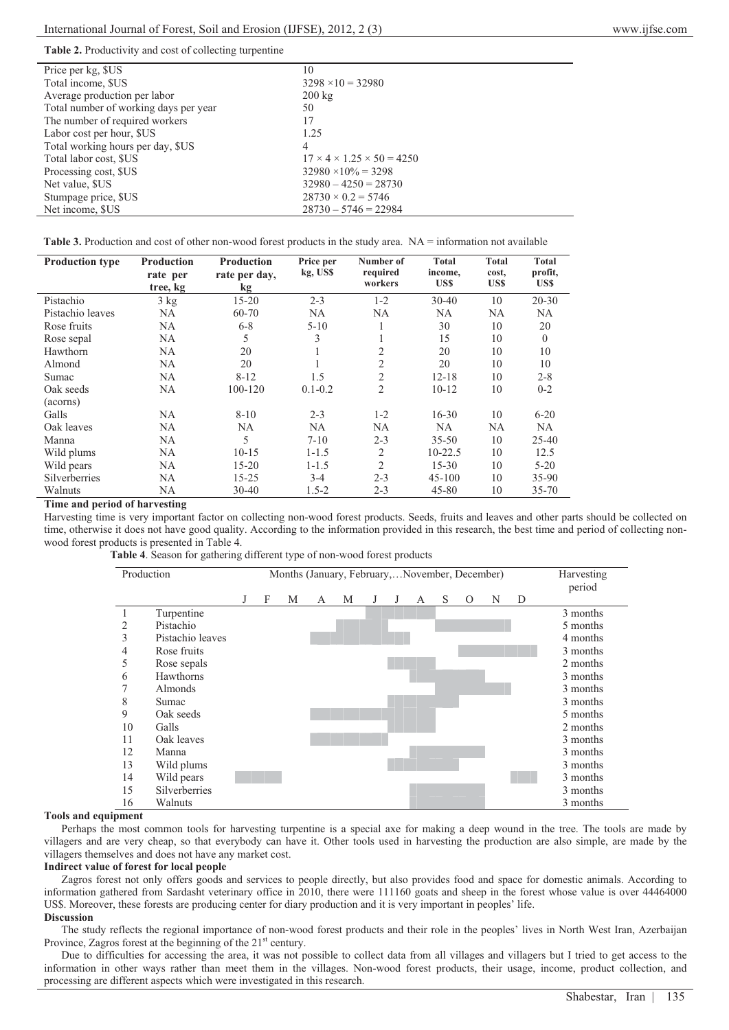**Table 2.** Productivity and cost of collecting turpentine

| | |
|---|---|
| Price per kg, $US | 10 |
| Total income, $US | $3298 \times 10 = 32980$ |
| Average production per labor | 200 kg |
| Total number of working days per year | 50 |
| The number of required workers | 17 |
| Labor cost per hour, $US | 1.25 |
| Total working hours per day, $US | 4 |
| Total labor cost, $US | $17 \times 4 \times 1.25 \times 50 = 4250$ |
| Processing cost, $US | $32980 \times 10\% = 3298$ |
| Net value, $US | $32980 - 4250 = 28730$ |
| Stumpage price, $US | $28730 \times 0.2 = 5746$ |
| Net income, $US | $28730 - 5746 = 22984$ |

**Table 3.** Production and cost of other non-wood forest products in the study area. NA = information not available

| Production type | Production rate per tree, kg | Production rate per day, kg | Price per kg, US$ | Number of required workers | Total income, US$ | Total cost, US$ | Total profit, US$ |
|---|---|---|---|---|---|---|---|
| Pistachio | 3 kg | 15-20 | 2-3 | 1-2 | 30-40 | 10 | 20-30 |
| Pistachio leaves | NA | 60-70 | NA | NA | NA | NA | NA |
| Rose fruits | NA | 6-8 | 5-10 | 1 | 30 | 10 | 20 |
| Rose sepal | NA | 5 | 3 | 1 | 15 | 10 | 0 |
| Hawthorn | NA | 20 | 1 | 2 | 20 | 10 | 10 |
| Almond | NA | 20 | 1 | 2 | 20 | 10 | 10 |
| Sumac | NA | 8-12 | 1.5 | 2 | 12-18 | 10 | 2-8 |
| Oak seeds (acorns) | NA | 100-120 | 0.1-0.2 | 2 | 10-12 | 10 | 0-2 |
| Galls | NA | 8-10 | 2-3 | 1-2 | 16-30 | 10 | 6-20 |
| Oak leaves | NA | NA | NA | NA | NA | NA | NA |
| Manna | NA | 5 | 7-10 | 2-3 | 35-50 | 10 | 25-40 |
| Wild plums | NA | 10-15 | 1-1.5 | 2 | 10-22.5 | 10 | 12.5 |
| Wild pears | NA | 15-20 | 1-1.5 | 2 | 15-30 | 10 | 5-20 |
| Silverberries | NA | 15-25 | 3-4 | 2-3 | 45-100 | 10 | 35-90 |
| Walnuts | NA | 30-40 | 1.5-2 | 2-3 | 45-80 | 10 | 35-70 |

**Time and period of harvesting**

Harvesting time is very important factor on collecting non-wood forest products. Seeds, fruits and leaves and other parts should be collected on time, otherwise it does not have good quality. According to the information provided in this research, the best time and period of collecting non-wood forest products is presented in Table 4.

**Table 4**. Season for gathering different type of non-wood forest products

| | Production | J | F | M | A | M | J | J | A | S | O | N | D | Harvesting period |
|---|---|---|---|---|---|---|---|---|---|---|---|---|---|---|
| 1 | Turpentine | | | | | | X | X | X | | | | | 3 months |
| 2 | Pistachio | | | | | X | X | | | X | X | X | | 5 months |
| 3 | Pistachio leaves | | | | X | X | X | X | | | | | | 4 months |
| 4 | Rose fruits | | | | | | | | | | X | X | X | 3 months |
| 5 | Rose sepals | | | | | | | X | X | | | | | 2 months |
| 6 | Hawthorns | | | | | | | | X | X | X | | | 3 months |
| 7 | Almonds | | | | | | | | | X | X | X | | 3 months |
| 8 | Sumac | | | | | | | X | X | X | | | | 3 months |
| 9 | Oak seeds | | | | X | X | X | X | X | | | | | 5 months |
| 10 | Galls | | | | | | | X | X | | | | | 2 months |
| 11 | Oak leaves | | | | X | X | X | | | | | | | 3 months |
| 12 | Manna | | | | | | | | X | X | X | | | 3 months |
| 13 | Wild plums | | | | | | | X | X | X | | | | 3 months |
| 14 | Wild pears | X | X | | | | | | | | | | X | 3 months |
| 15 | Silverberries | | | | | | | | X | X | X | | | 3 months |
| 16 | Walnuts | | | | | | | | X | X | X | | | 3 months |

**Tools and equipment**

Perhaps the most common tools for harvesting turpentine is a special axe for making a deep wound in the tree. The tools are made by villagers and are very cheap, so that everybody can have it. Other tools used in harvesting the production are also simple, are made by the villagers themselves and does not have any market cost.

**Indirect value of forest for local people**

Zagros forest not only offers goods and services to people directly, but also provides food and space for domestic animals. According to information gathered from Sardasht veterinary office in 2010, there were 111160 goats and sheep in the forest whose value is over 44464000 US$. Moreover, these forests are producing center for diary production and it is very important in peoples' life.

**Discussion**

The study reflects the regional importance of non-wood forest products and their role in the peoples' lives in North West Iran, Azerbaijan Province, Zagros forest at the beginning of the 21st century.

Due to difficulties for accessing the area, it was not possible to collect data from all villages and villagers but I tried to get access to the information in other ways rather than meet them in the villages. Non-wood forest products, their usage, income, product collection, and processing are different aspects which were investigated in this research.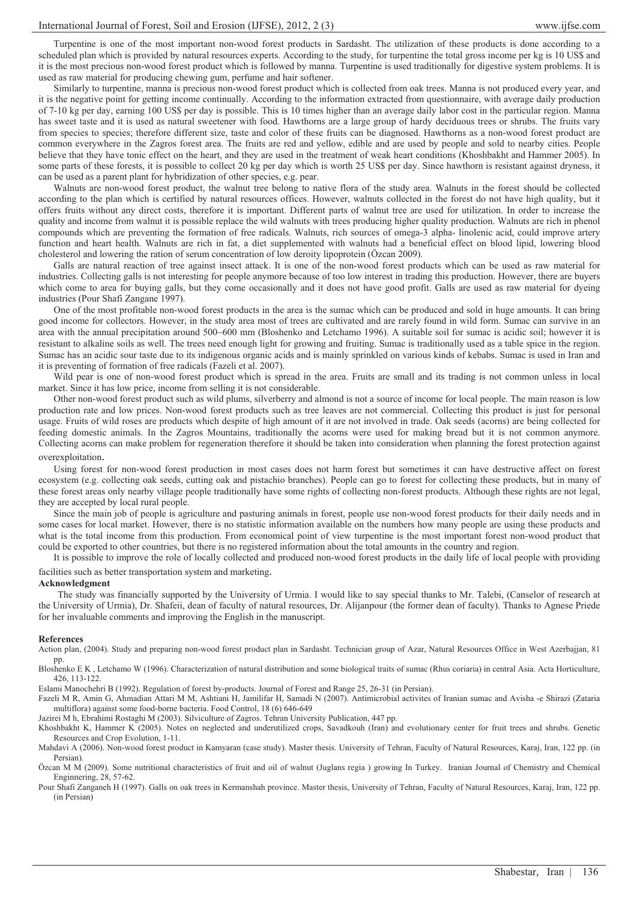Turpentine is one of the most important non-wood forest products in Sardasht. The utilization of these products is done according to a scheduled plan which is provided by natural resources experts. According to the study, for turpentine the total gross income per kg is 10 US$ and it is the most precious non-wood forest product which is followed by manna. Turpentine is used traditionally for digestive system problems. It is used as raw material for producing chewing gum, perfume and hair softener.

Similarly to turpentine, manna is precious non-wood forest product which is collected from oak trees. Manna is not produced every year, and it is the negative point for getting income continually. According to the information extracted from questionnaire, with average daily production of 7-10 kg per day, earning 100 US$ per day is possible. This is 10 times higher than an average daily labor cost in the particular region. Manna has sweet taste and it is used as natural sweetener with food. Hawthorns are a large group of hardy deciduous trees or shrubs. The fruits vary from species to species; therefore different size, taste and color of these fruits can be diagnosed. Hawthorns as a non-wood forest product are common everywhere in the Zagros forest area. The fruits are red and yellow, edible and are used by people and sold to nearby cities. People believe that they have tonic effect on the heart, and they are used in the treatment of weak heart conditions (Khoshbakht and Hammer 2005). In some parts of these forests, it is possible to collect 20 kg per day which is worth 25 US$ per day. Since hawthorn is resistant against dryness, it can be used as a parent plant for hybridization of other species, e.g. pear.

Walnuts are non-wood forest product, the walnut tree belong to native flora of the study area. Walnuts in the forest should be collected according to the plan which is certified by natural resources offices. However, walnuts collected in the forest do not have high quality, but it offers fruits without any direct costs, therefore it is important. Different parts of walnut tree are used for utilization. In order to increase the quality and income from walnut it is possible replace the wild walnuts with trees producing higher quality production. Walnuts are rich in phenol compounds which are preventing the formation of free radicals. Walnuts, rich sources of omega-3 alpha- linolenic acid, could improve artery function and heart health. Walnuts are rich in fat, a diet supplemented with walnuts had a beneficial effect on blood lipid, lowering blood cholesterol and lowering the ration of serum concentration of low deroity lipoprotein (Özcan 2009).

Galls are natural reaction of tree against insect attack. It is one of the non-wood forest products which can be used as raw material for industries. Collecting galls is not interesting for people anymore because of too low interest in trading this production. However, there are buyers which come to area for buying galls, but they come occasionally and it does not have good profit. Galls are used as raw material for dyeing industries (Pour Shafi Zangane 1997).

One of the most profitable non-wood forest products in the area is the sumac which can be produced and sold in huge amounts. It can bring good income for collectors. However, in the study area most of trees are cultivated and are rarely found in wild form. Sumac can survive in an area with the annual precipitation around 500–600 mm (Bloshenko and Letchamo 1996). A suitable soil for sumac is acidic soil; however it is resistant to alkaline soils as well. The trees need enough light for growing and fruiting. Sumac is traditionally used as a table spice in the region. Sumac has an acidic sour taste due to its indigenous organic acids and is mainly sprinkled on various kinds of kebabs. Sumac is used in Iran and it is preventing of formation of free radicals (Fazeli et al. 2007).

Wild pear is one of non-wood forest product which is spread in the area. Fruits are small and its trading is not common unless in local market. Since it has low price, income from selling it is not considerable.

Other non-wood forest product such as wild plums, silverberry and almond is not a source of income for local people. The main reason is low production rate and low prices. Non-wood forest products such as tree leaves are not commercial. Collecting this product is just for personal usage. Fruits of wild roses are products which despite of high amount of it are not involved in trade. Oak seeds (acorns) are being collected for feeding domestic animals. In the Zagros Mountains, traditionally the acorns were used for making bread but it is not common anymore. Collecting acorns can make problem for regeneration therefore it should be taken into consideration when planning the forest protection against overexploitation.

Using forest for non-wood forest production in most cases does not harm forest but sometimes it can have destructive affect on forest ecosystem (e.g. collecting oak seeds, cutting oak and pistachio branches). People can go to forest for collecting these products, but in many of these forest areas only nearby village people traditionally have some rights of collecting non-forest products. Although these rights are not legal, they are accepted by local rural people.

Since the main job of people is agriculture and pasturing animals in forest, people use non-wood forest products for their daily needs and in some cases for local market. However, there is no statistic information available on the numbers how many people are using these products and what is the total income from this production. From economical point of view turpentine is the most important forest non-wood product that could be exported to other countries, but there is no registered information about the total amounts in the country and region.

It is possible to improve the role of locally collected and produced non-wood forest products in the daily life of local people with providing facilities such as better transportation system and marketing.

**Acknowledgment**

The study was financially supported by the University of Urmia. I would like to say special thanks to Mr. Talebi, (Canselor of research at the University of Urmia), Dr. Shafeii, dean of faculty of natural resources, Dr. Alijanpour (the former dean of faculty). Thanks to Agnese Priede for her invaluable comments and improving the English in the manuscript.

**References**

Action plan, (2004). Study and preparing non-wood forest product plan in Sardasht. Technician group of Azar, Natural Resources Office in West Azerbajjan, 81 pp.

Bloshenko E K , Letchamo W (1996). Characterization of natural distribution and some biological traits of sumac (Rhus coriaria) in central Asia. Acta Horticulture, 426, 113-122.

Eslami Manochehri B (1992). Regulation of forest by-products. Journal of Forest and Range 25, 26-31 (in Persian).

Fazeli M R, Amin G, Ahmadian Attari M M, Ashtiani H, Jamilifar H, Samadi N (2007). Antimicrobial activites of Iranian sumac and Avisha -e Shirazi (Zataria multiflora) against some food-borne bacteria. Food Control, 18 (6) 646-649

Jazirei M h, Ebrahimi Rostaghi M (2003). Silviculture of Zagros. Tehran University Publication, 447 pp.

Khoshbakht K, Hammer K (2005). Notes on neglected and underutilized crops, Savadkouh (Iran) and evolutionary center for fruit trees and shrubs. Genetic Resources and Crop Evolution, 1-11.

Mahdavi A (2006). Non-wood forest product in Kamyaran (case study). Master thesis. University of Tehran, Faculty of Natural Resources, Karaj, Iran, 122 pp. (in Persian).

Özcan M M (2009). Some nutritional characteristics of fruit and oil of walnut (Juglans regia ) growing In Turkey. Iranian Journal of Chemistry and Chemical Enginnering, 28, 57-62.

Pour Shafi Zanganeh H (1997). Galls on oak trees in Kermanshah province. Master thesis, University of Tehran, Faculty of Natural Resources, Karaj, Iran, 122 pp. (in Persian)